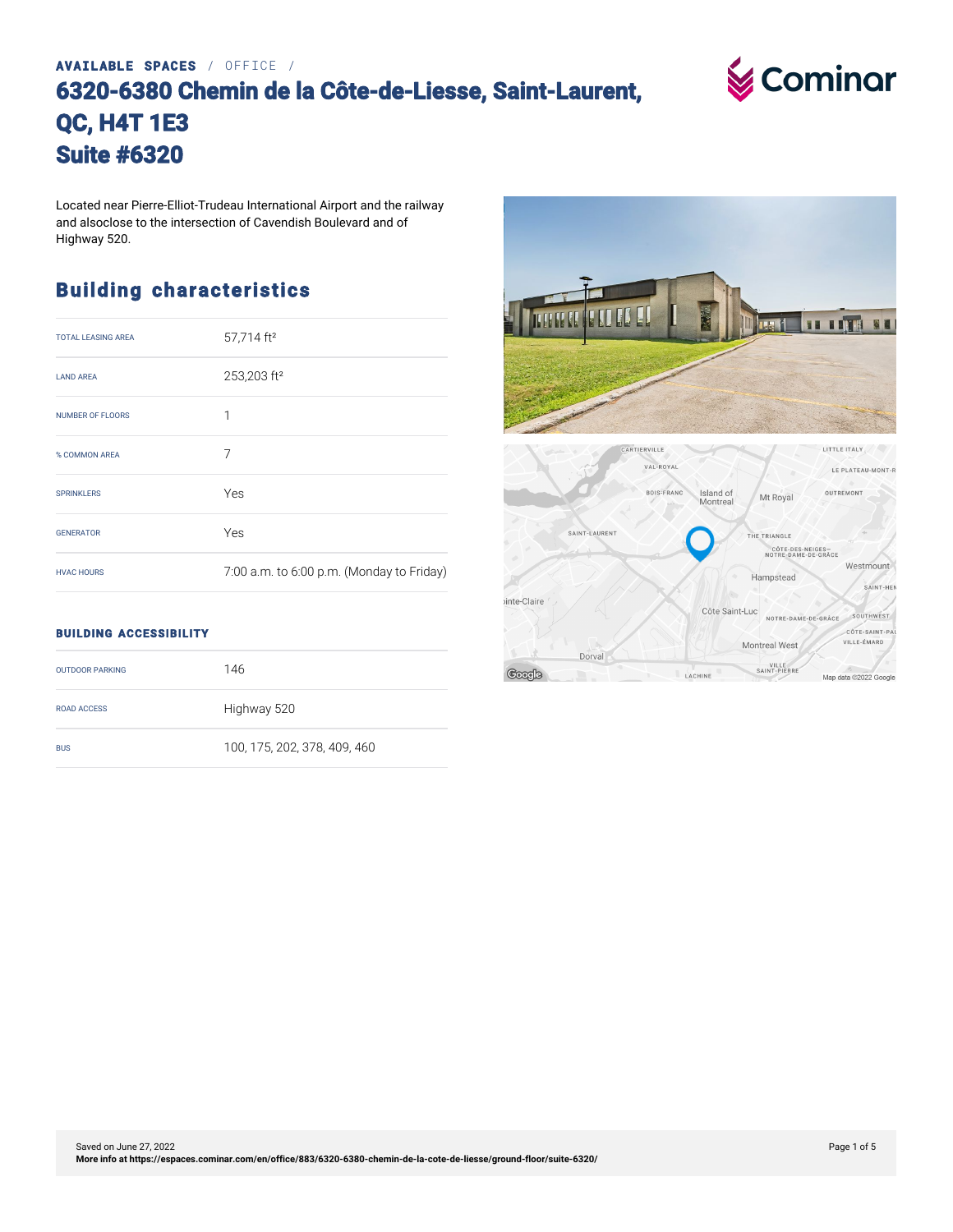AVAILABLE SPACES / OFFICE /

# 6320-6380 Chemin de la Côte-de-Liesse, Saint-Laurent, QC, H4T 1E3
# Suite #6320

Located near Pierre-Elliot-Trudeau International Airport and the railway and alsoclose to the intersection of Cavendish Boulevard and of Highway 520.

## Building characteristics

| | |
|---|---|
| TOTAL LEASING AREA | 57,714 ft² |
| LAND AREA | 253,203 ft² |
| NUMBER OF FLOORS | 1 |
| % COMMON AREA | 7 |
| SPRINKLERS | Yes |
| GENERATOR | Yes |
| HVAC HOURS | 7:00 a.m. to 6:00 p.m. (Monday to Friday) |

### BUILDING ACCESSIBILITY

| | |
|---|---|
| OUTDOOR PARKING | 146 |
| ROAD ACCESS | Highway 520 |
| BUS | 100, 175, 202, 378, 409, 460 |

Saved on June 27, 2022
More info at https://espaces.cominar.com/en/office/883/6320-6380-chemin-de-la-cote-de-liesse/ground-floor/suite-6320/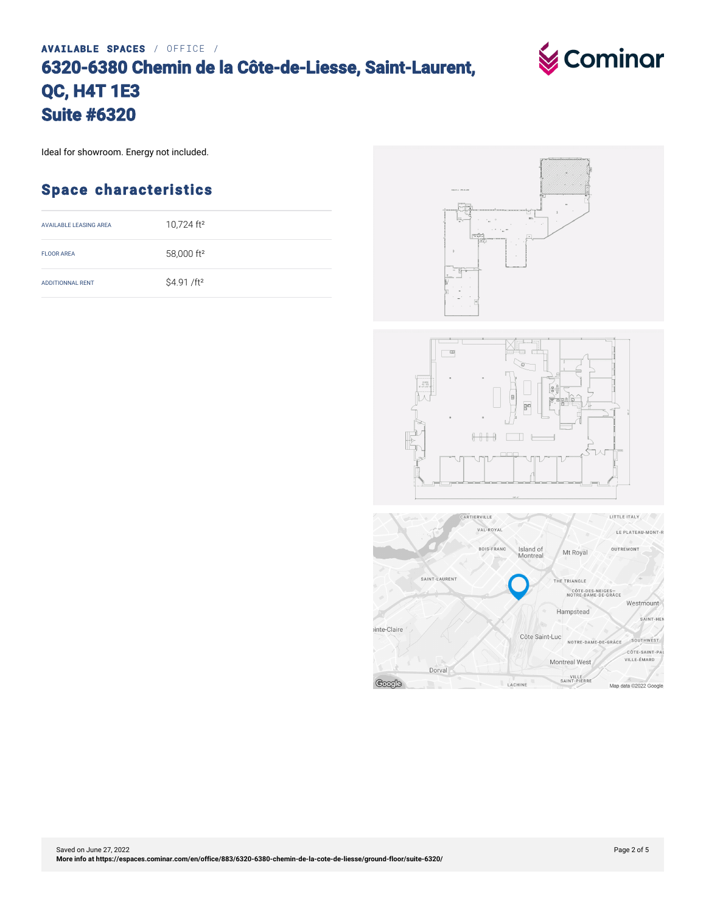AVAILABLE SPACES / OFFICE /

# 6320-6380 Chemin de la Côte-de-Liesse, Saint-Laurent, QC, H4T 1E3
# Suite #6320

Ideal for showroom. Energy not included.

## Space characteristics

| | |
|---|---|
| AVAILABLE LEASING AREA | 10,724 ft² |
| FLOOR AREA | 58,000 ft² |
| ADDITIONNAL RENT | $4.91 /ft² |

Saved on June 27, 2022
**More info at https://espaces.cominar.com/en/office/883/6320-6380-chemin-de-la-cote-de-liesse/ground-floor/suite-6320/**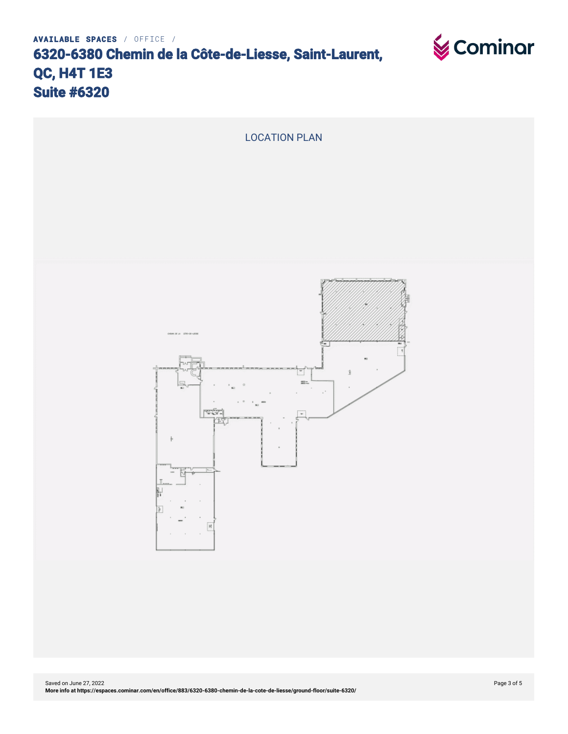**AVAILABLE SPACES** / OFFICE /

# 6320-6380 Chemin de la Côte-de-Liesse, Saint-Laurent, QC, H4T 1E3
# Suite #6320

## LOCATION PLAN

Saved on June 27, 2022
**More info at https://espaces.cominar.com/en/office/883/6320-6380-chemin-de-la-cote-de-liesse/ground-floor/suite-6320/**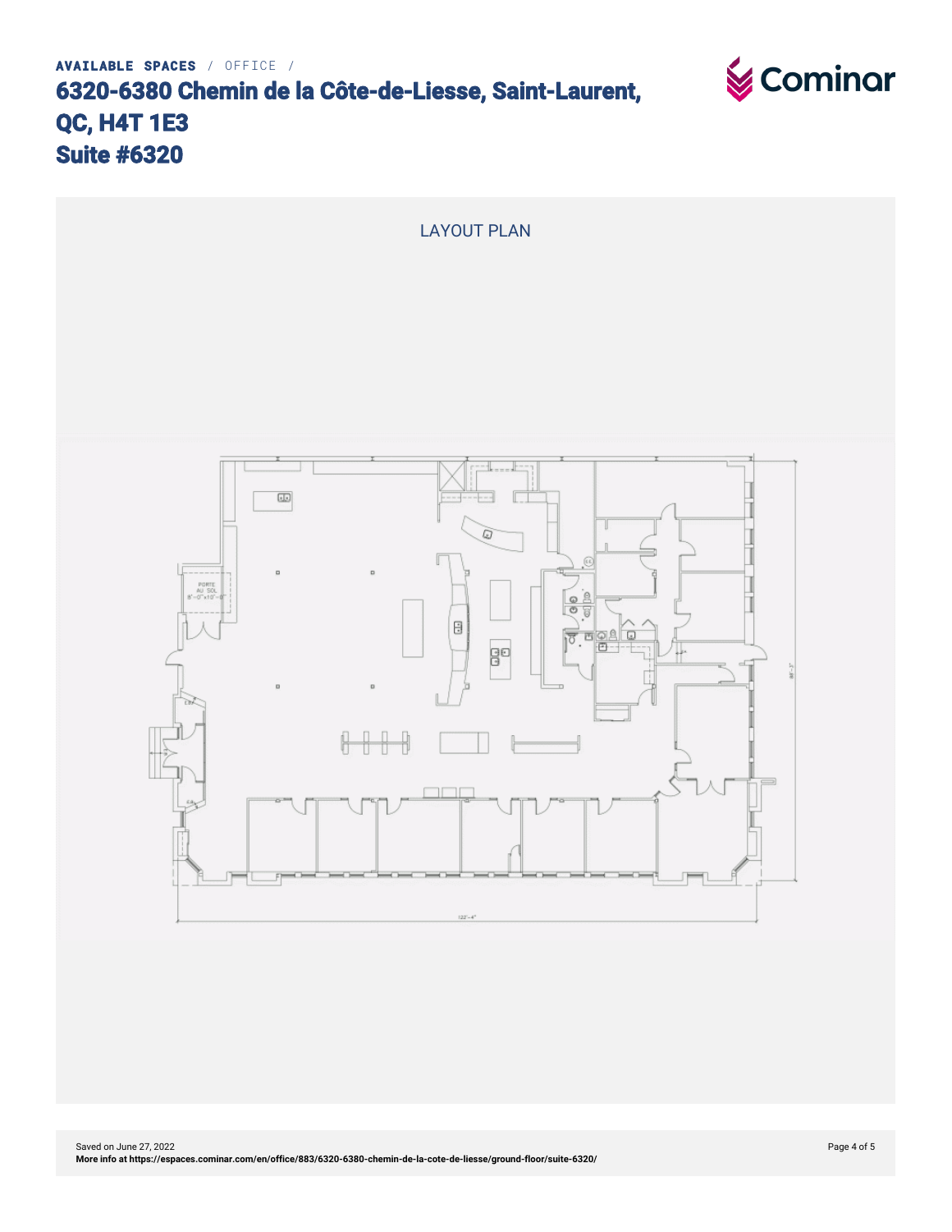AVAILABLE SPACES / OFFICE /

# 6320-6380 Chemin de la Côte-de-Liesse, Saint-Laurent, QC, H4T 1E3
# Suite #6320

LAYOUT PLAN

PORTE AU SOL 8'-0"x10'-0"

122'-4"

Saved on June 27, 2022
**More info at https://espaces.cominar.com/en/office/883/6320-6380-chemin-de-la-cote-de-liesse/ground-floor/suite-6320/**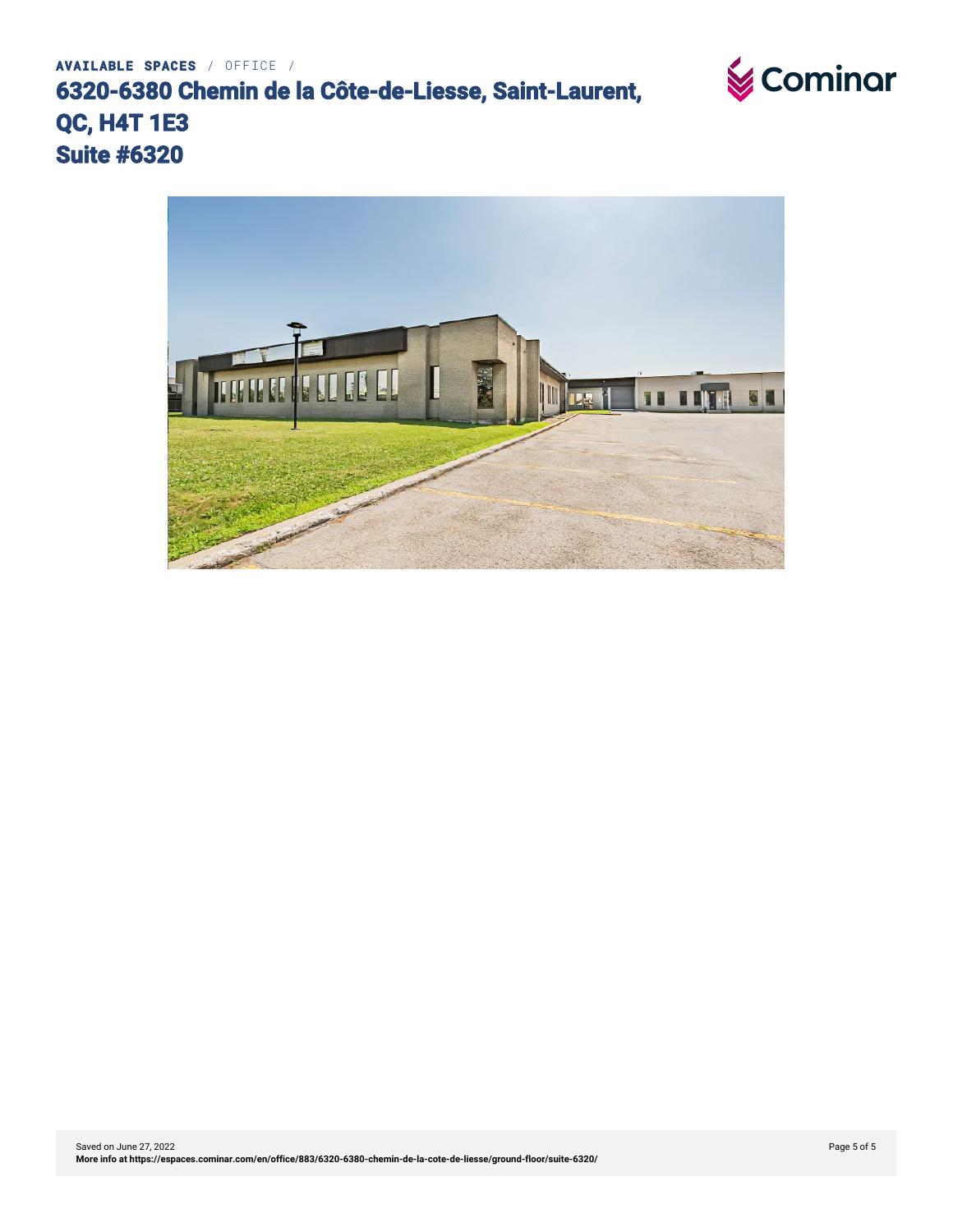**AVAILABLE SPACES** / OFFICE /

# 6320-6380 Chemin de la Côte-de-Liesse, Saint-Laurent, QC, H4T 1E3
# Suite #6320

Saved on June 27, 2022

**More info at https://espaces.cominar.com/en/office/883/6320-6380-chemin-de-la-cote-de-liesse/ground-floor/suite-6320/**